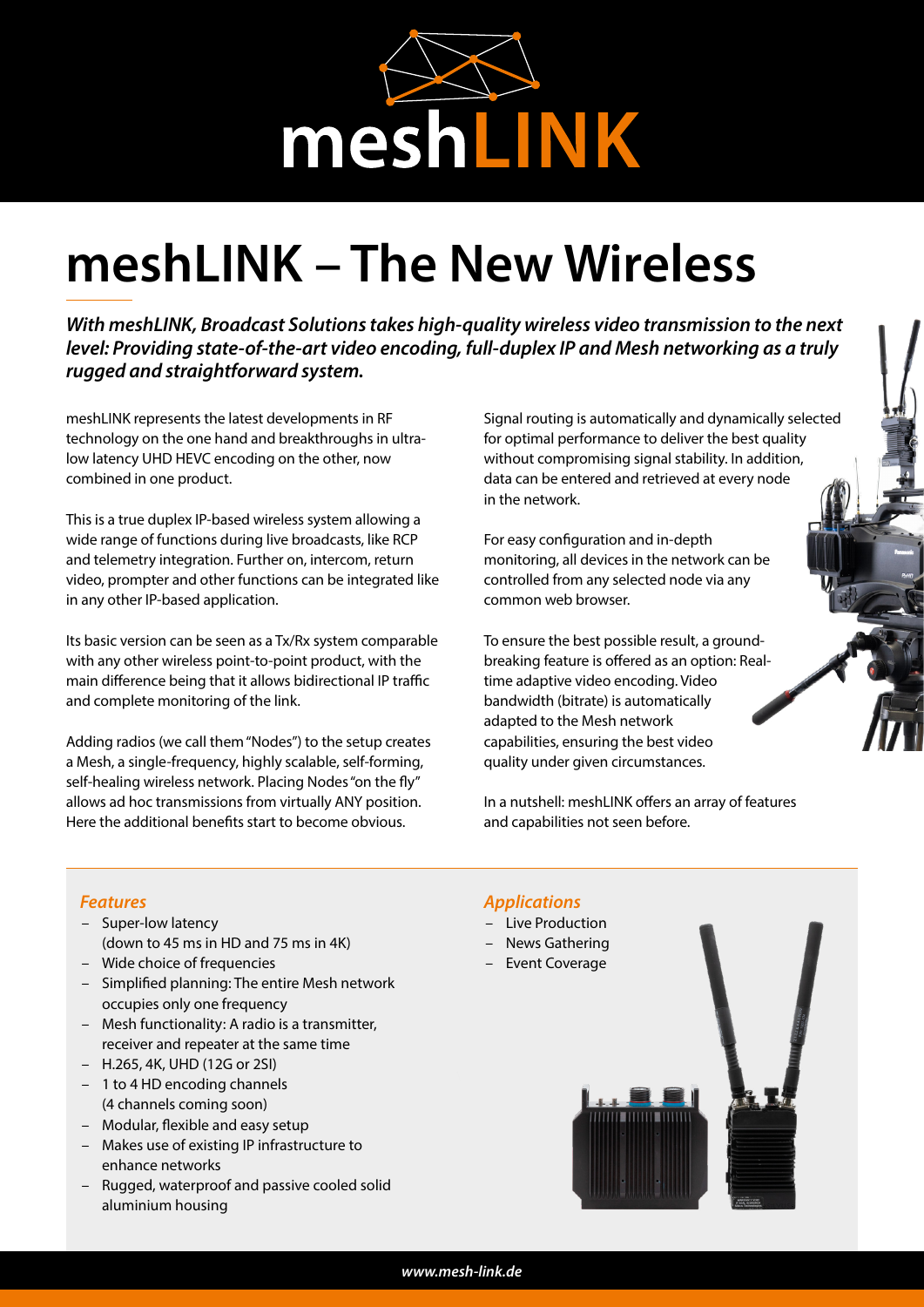# meshLINK – The New Wireless

***With meshLINK, Broadcast Solutions takes high-quality wireless video transmission to the next level: Providing state-of-the-art video encoding, full-duplex IP and Mesh networking as a truly rugged and straightforward system.***

meshLINK represents the latest developments in RF technology on the one hand and breakthroughs in ultra-low latency UHD HEVC encoding on the other, now combined in one product.

This is a true duplex IP-based wireless system allowing a wide range of functions during live broadcasts, like RCP and telemetry integration. Further on, intercom, return video, prompter and other functions can be integrated like in any other IP-based application.

Its basic version can be seen as a Tx/Rx system comparable with any other wireless point-to-point product, with the main difference being that it allows bidirectional IP traffic and complete monitoring of the link.

Adding radios (we call them "Nodes") to the setup creates a Mesh, a single-frequency, highly scalable, self-forming, self-healing wireless network. Placing Nodes "on the fly" allows ad hoc transmissions from virtually ANY position. Here the additional benefits start to become obvious.

Signal routing is automatically and dynamically selected for optimal performance to deliver the best quality without compromising signal stability. In addition, data can be entered and retrieved at every node in the network.

For easy configuration and in-depth monitoring, all devices in the network can be controlled from any selected node via any common web browser.

To ensure the best possible result, a ground-breaking feature is offered as an option: Real-time adaptive video encoding. Video bandwidth (bitrate) is automatically adapted to the Mesh network capabilities, ensuring the best video quality under given circumstances.

In a nutshell: meshLINK offers an array of features and capabilities not seen before.

### *Features*

- Super-low latency (down to 45 ms in HD and 75 ms in 4K)
- Wide choice of frequencies
- Simplified planning: The entire Mesh network occupies only one frequency
- Mesh functionality: A radio is a transmitter, receiver and repeater at the same time
- H.265, 4K, UHD (12G or 2SI)
- 1 to 4 HD encoding channels (4 channels coming soon)
- Modular, flexible and easy setup
- Makes use of existing IP infrastructure to enhance networks
- Rugged, waterproof and passive cooled solid aluminium housing

### *Applications*

- Live Production
- News Gathering
- Event Coverage

***www.mesh-link.de***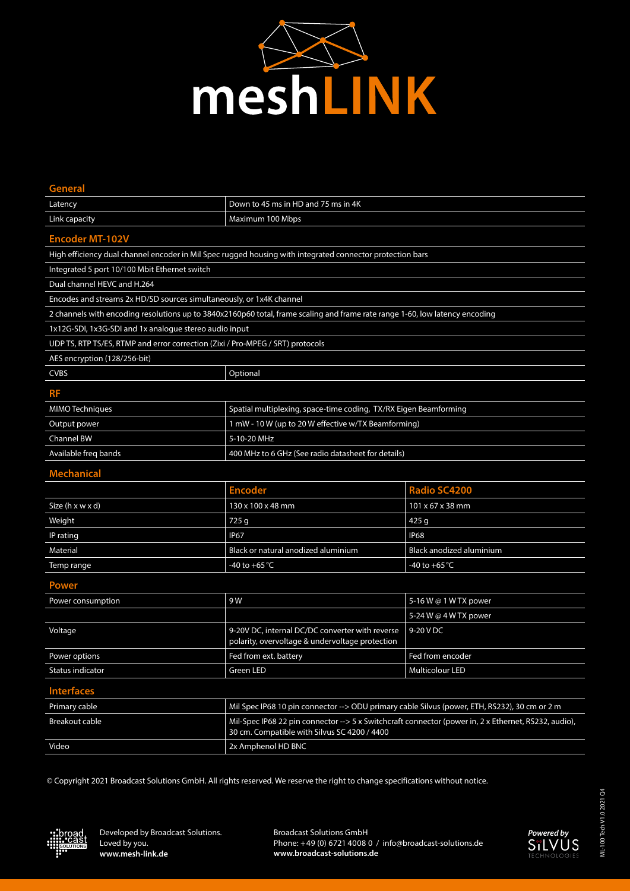# meshLINK

## General

| | |
|---|---|
| Latency | Down to 45 ms in HD and 75 ms in 4K |
| Link capacity | Maximum 100 Mbps |

## Encoder MT-102V

| | |
|---|---|
| High efficiency dual channel encoder in Mil Spec rugged housing with integrated connector protection bars | |
| Integrated 5 port 10/100 Mbit Ethernet switch | |
| Dual channel HEVC and H.264 | |
| Encodes and streams 2x HD/SD sources simultaneously, or 1x4K channel | |
| 2 channels with encoding resolutions up to 3840x2160p60 total, frame scaling and frame rate range 1-60, low latency encoding | |
| 1x12G-SDI, 1x3G-SDI and 1x analogue stereo audio input | |
| UDP TS, RTP TS/ES, RTMP and error correction (Zixi / Pro-MPEG / SRT) protocols | |
| AES encryption (128/256-bit) | |
| CVBS | Optional |

## RF

| | |
|---|---|
| MIMO Techniques | Spatial multiplexing, space-time coding, TX/RX Eigen Beamforming |
| Output power | 1 mW - 10 W (up to 20 W effective w/TX Beamforming) |
| Channel BW | 5-10-20 MHz |
| Available freq bands | 400 MHz to 6 GHz (See radio datasheet for details) |

## Mechanical

| | Encoder | Radio SC4200 |
|---|---|---|
| Size (h x w x d) | 130 x 100 x 48 mm | 101 x 67 x 38 mm |
| Weight | 725 g | 425 g |
| IP rating | IP67 | IP68 |
| Material | Black or natural anodized aluminium | Black anodized aluminium |
| Temp range | -40 to +65 °C | -40 to +65 °C |

## Power

| | | |
|---|---|---|
| Power consumption | 9 W | 5-16 W @ 1 W TX power |
| | | 5-24 W @ 4 W TX power |
| Voltage | 9-20V DC, internal DC/DC converter with reverse polarity, overvoltage & undervoltage protection | 9-20 V DC |
| Power options | Fed from ext. battery | Fed from encoder |
| Status indicator | Green LED | Multicolour LED |

## Interfaces

| | |
|---|---|
| Primary cable | Mil Spec IP68 10 pin connector --> ODU primary cable Silvus (power, ETH, RS232), 30 cm or 2 m |
| Breakout cable | Mil-Spec IP68 22 pin connector --> 5 x Switchcraft connector (power in, 2 x Ethernet, RS232, audio), 30 cm. Compatible with Silvus SC 4200 / 4400 |
| Video | 2x Amphenol HD BNC |

© Copyright 2021 Broadcast Solutions GmbH. All rights reserved. We reserve the right to change specifications without notice.

Developed by Broadcast Solutions.
Loved by you.
**www.mesh-link.de**

Broadcast Solutions GmbH
Phone: +49 (0) 6721 4008 0 / info@broadcast-solutions.de
**www.broadcast-solutions.de**

*Powered by* SILVUS TECHNOLOGIES

ML-100 Tech V1.0 2021 Q4